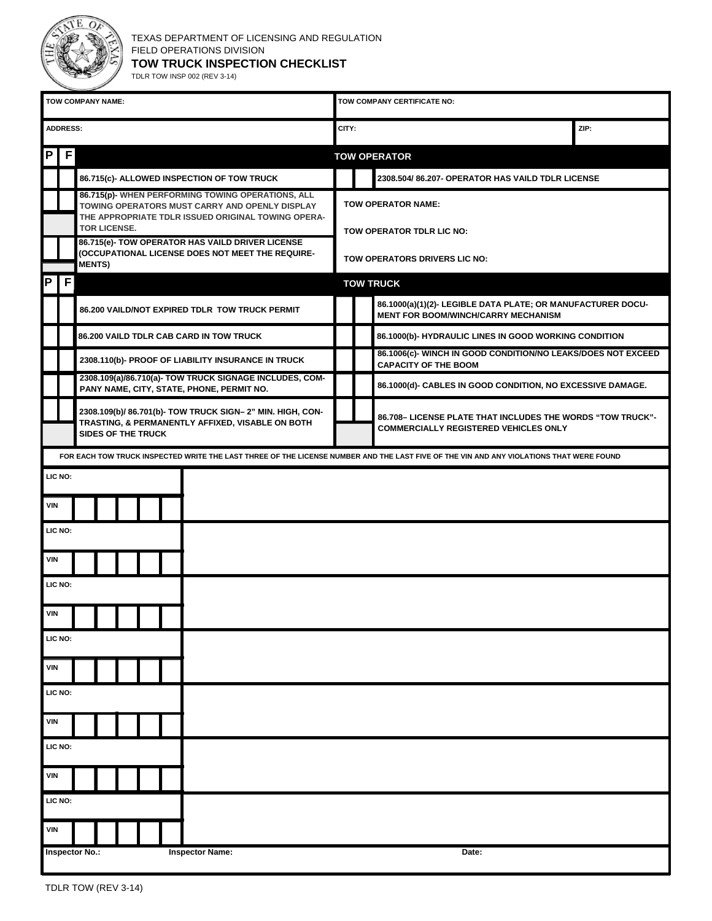TEXAS DEPARTMENT OF LICENSING AND REGULATION
FIELD OPERATIONS DIVISION

# TOW TRUCK INSPECTION CHECKLIST

TDLR TOW INSP 002 (REV 3-14)

| TOW COMPANY NAME: | TOW COMPANY CERTIFICATE NO: | |
|---|---|---|
| ADDRESS: | CITY: | ZIP: |

## TOW OPERATOR

| P | F | Item | P | F | Item |
|---|---|---|---|---|---|
| | | 86.715(c)- ALLOWED INSPECTION OF TOW TRUCK | | | 2308.504/ 86.207- OPERATOR HAS VAILD TDLR LICENSE |
| | | 86.715(p)- WHEN PERFORMING TOWING OPERATIONS, ALL TOWING OPERATORS MUST CARRY AND OPENLY DISPLAY THE APPROPRIATE TDLR ISSUED ORIGINAL TOWING OPERATOR LICENSE. | | | TOW OPERATOR NAME: |
| | | | | | TOW OPERATOR TDLR LIC NO: |
| | | 86.715(e)- TOW OPERATOR HAS VAILD DRIVER LICENSE (OCCUPATIONAL LICENSE DOES NOT MEET THE REQUIREMENTS) | | | TOW OPERATORS DRIVERS LIC NO: |

## TOW TRUCK

| P | F | Item | P | F | Item |
|---|---|---|---|---|---|
| | | 86.200 VAILD/NOT EXPIRED TDLR TOW TRUCK PERMIT | | | 86.1000(a)(1)(2)- LEGIBLE DATA PLATE; OR MANUFACTURER DOCUMENT FOR BOOM/WINCH/CARRY MECHANISM |
| | | 86.200 VAILD TDLR CAB CARD IN TOW TRUCK | | | 86.1000(b)- HYDRAULIC LINES IN GOOD WORKING CONDITION |
| | | 2308.110(b)- PROOF OF LIABILITY INSURANCE IN TRUCK | | | 86.1006(c)- WINCH IN GOOD CONDITION/NO LEAKS/DOES NOT EXCEED CAPACITY OF THE BOOM |
| | | 2308.109(a)/86.710(a)- TOW TRUCK SIGNAGE INCLUDES, COMPANY NAME, CITY, STATE, PHONE, PERMIT NO. | | | 86.1000(d)- CABLES IN GOOD CONDITION, NO EXCESSIVE DAMAGE. |
| | | 2308.109(b)/ 86.701(b)- TOW TRUCK SIGN– 2" MIN. HIGH, CONTRASTING, & PERMANENTLY AFFIXED, VISABLE ON BOTH SIDES OF THE TRUCK | | | 86.708– LICENSE PLATE THAT INCLUDES THE WORDS "TOW TRUCK"- COMMERCIALLY REGISTERED VEHICLES ONLY |

FOR EACH TOW TRUCK INSPECTED WRITE THE LAST THREE OF THE LICENSE NUMBER AND THE LAST FIVE OF THE VIN AND ANY VIOLATIONS THAT WERE FOUND

| LIC NO: / VIN | | | | | | Violations |
|---|---|---|---|---|---|---|
| LIC NO: | | | | | | |
| VIN | | | | | | |
| LIC NO: | | | | | | |
| VIN | | | | | | |
| LIC NO: | | | | | | |
| VIN | | | | | | |
| LIC NO: | | | | | | |
| VIN | | | | | | |
| LIC NO: | | | | | | |
| VIN | | | | | | |
| LIC NO: | | | | | | |
| VIN | | | | | | |
| LIC NO: | | | | | | |
| VIN | | | | | | |

| Inspector No.: | Inspector Name: | Date: |
|---|---|---|
| | | |

TDLR TOW (REV 3-14)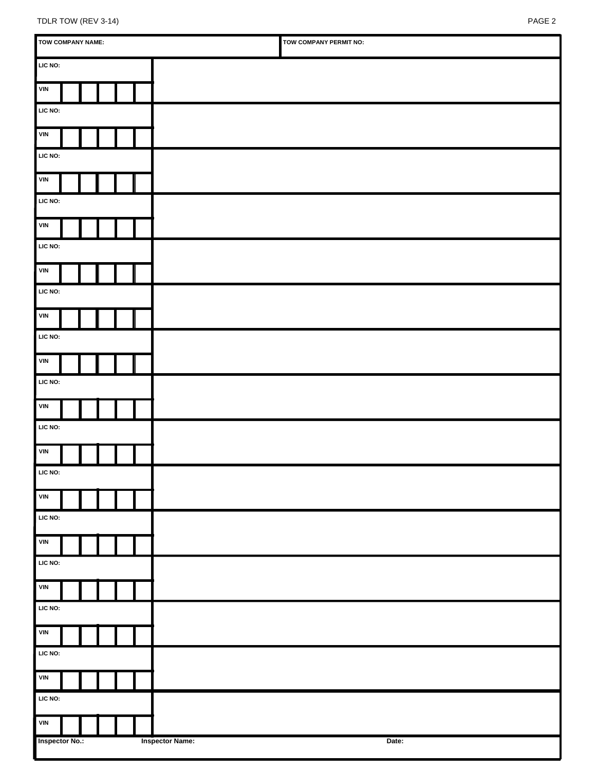| TOW COMPANY NAME: | TOW COMPANY PERMIT NO: |
| --- | --- |

| | |
| --- | --- |
| LIC NO: | |
| VIN | |
| LIC NO: | |
| VIN | |
| LIC NO: | |
| VIN | |
| LIC NO: | |
| VIN | |
| LIC NO: | |
| VIN | |
| LIC NO: | |
| VIN | |
| LIC NO: | |
| VIN | |
| LIC NO: | |
| VIN | |
| LIC NO: | |
| VIN | |
| LIC NO: | |
| VIN | |
| LIC NO: | |
| VIN | |
| LIC NO: | |
| VIN | |
| LIC NO: | |
| VIN | |
| LIC NO: | |
| VIN | |
| LIC NO: | |
| VIN | |

| Inspector No.: | Inspector Name: | Date: |
| --- | --- | --- |